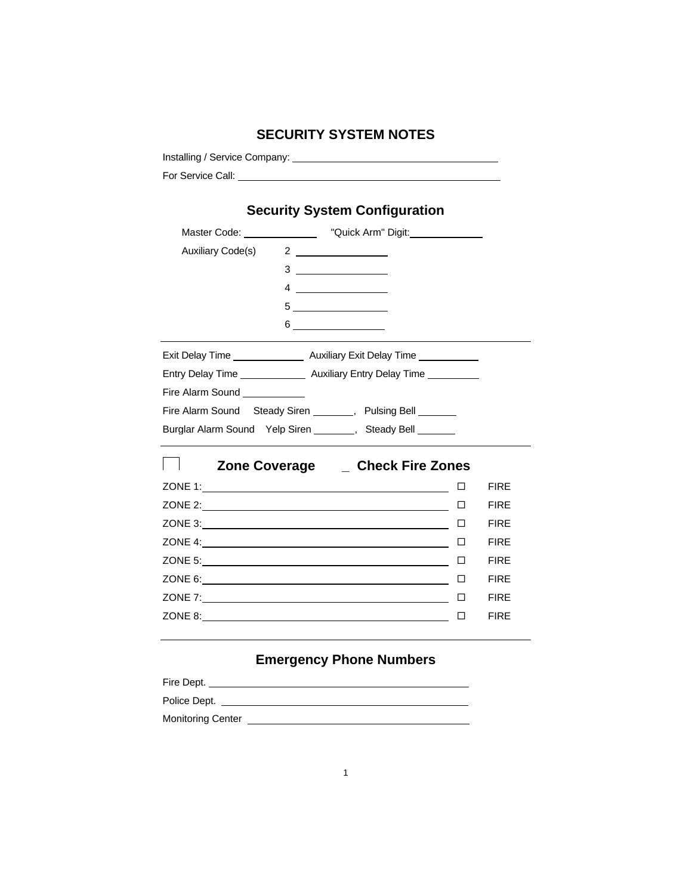# SECURITY SYSTEM NOTES

Installing / Service Company: ____________________________________

For Service Call: ____________________________________________

## Security System Configuration

Master Code: ______________ "Quick Arm" Digit: ______________

Auxiliary Code(s)
2 ________________
3 ________________
4 ________________
5 ________________
6 ________________

---

Exit Delay Time ______________ Auxiliary Exit Delay Time ___________

Entry Delay Time _____________ Auxiliary Entry Delay Time __________

Fire Alarm Sound ____________

Fire Alarm Sound Steady Siren _______, Pulsing Bell _______

Burglar Alarm Sound Yelp Siren _______, Steady Bell _______

---

## ☐ Zone Coverage _ Check Fire Zones

ZONE 1: ________________________________________ ☐ FIRE

ZONE 2: ________________________________________ ☐ FIRE

ZONE 3: ________________________________________ ☐ FIRE

ZONE 4: ________________________________________ ☐ FIRE

ZONE 5: ________________________________________ ☐ FIRE

ZONE 6: ________________________________________ ☐ FIRE

ZONE 7: ________________________________________ ☐ FIRE

ZONE 8: ________________________________________ ☐ FIRE

---

## Emergency Phone Numbers

Fire Dept. ________________________________________

Police Dept. ________________________________________

Monitoring Center ________________________________________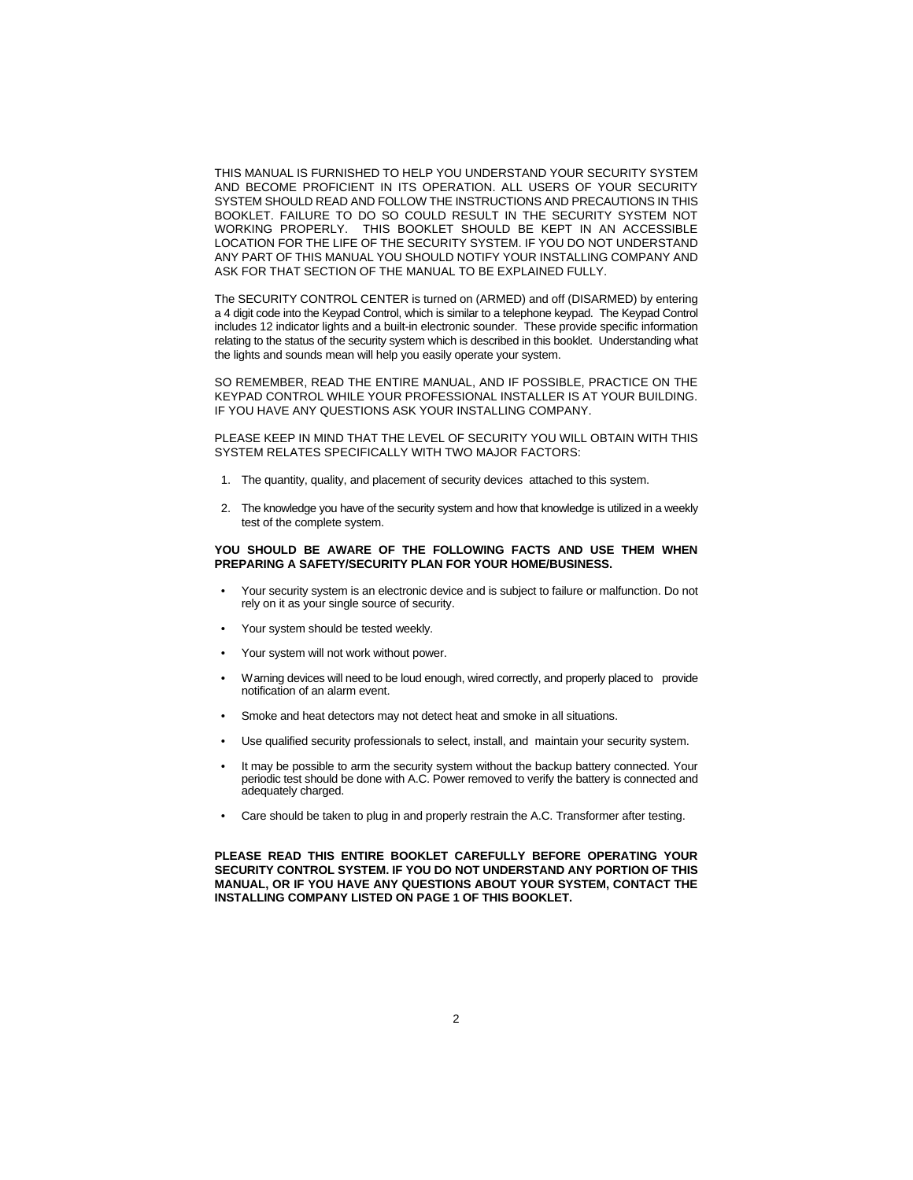THIS MANUAL IS FURNISHED TO HELP YOU UNDERSTAND YOUR SECURITY SYSTEM AND BECOME PROFICIENT IN ITS OPERATION. ALL USERS OF YOUR SECURITY SYSTEM SHOULD READ AND FOLLOW THE INSTRUCTIONS AND PRECAUTIONS IN THIS BOOKLET. FAILURE TO DO SO COULD RESULT IN THE SECURITY SYSTEM NOT WORKING PROPERLY. THIS BOOKLET SHOULD BE KEPT IN AN ACCESSIBLE LOCATION FOR THE LIFE OF THE SECURITY SYSTEM. IF YOU DO NOT UNDERSTAND ANY PART OF THIS MANUAL YOU SHOULD NOTIFY YOUR INSTALLING COMPANY AND ASK FOR THAT SECTION OF THE MANUAL TO BE EXPLAINED FULLY.

The SECURITY CONTROL CENTER is turned on (ARMED) and off (DISARMED) by entering a 4 digit code into the Keypad Control, which is similar to a telephone keypad. The Keypad Control includes 12 indicator lights and a built-in electronic sounder. These provide specific information relating to the status of the security system which is described in this booklet. Understanding what the lights and sounds mean will help you easily operate your system.

SO REMEMBER, READ THE ENTIRE MANUAL, AND IF POSSIBLE, PRACTICE ON THE KEYPAD CONTROL WHILE YOUR PROFESSIONAL INSTALLER IS AT YOUR BUILDING. IF YOU HAVE ANY QUESTIONS ASK YOUR INSTALLING COMPANY.

PLEASE KEEP IN MIND THAT THE LEVEL OF SECURITY YOU WILL OBTAIN WITH THIS SYSTEM RELATES SPECIFICALLY WITH TWO MAJOR FACTORS:

1. The quantity, quality, and placement of security devices attached to this system.
2. The knowledge you have of the security system and how that knowledge is utilized in a weekly test of the complete system.

**YOU SHOULD BE AWARE OF THE FOLLOWING FACTS AND USE THEM WHEN PREPARING A SAFETY/SECURITY PLAN FOR YOUR HOME/BUSINESS.**

- Your security system is an electronic device and is subject to failure or malfunction. Do not rely on it as your single source of security.
- Your system should be tested weekly.
- Your system will not work without power.
- Warning devices will need to be loud enough, wired correctly, and properly placed to provide notification of an alarm event.
- Smoke and heat detectors may not detect heat and smoke in all situations.
- Use qualified security professionals to select, install, and maintain your security system.
- It may be possible to arm the security system without the backup battery connected. Your periodic test should be done with A.C. Power removed to verify the battery is connected and adequately charged.
- Care should be taken to plug in and properly restrain the A.C. Transformer after testing.

**PLEASE READ THIS ENTIRE BOOKLET CAREFULLY BEFORE OPERATING YOUR SECURITY CONTROL SYSTEM. IF YOU DO NOT UNDERSTAND ANY PORTION OF THIS MANUAL, OR IF YOU HAVE ANY QUESTIONS ABOUT YOUR SYSTEM, CONTACT THE INSTALLING COMPANY LISTED ON PAGE 1 OF THIS BOOKLET.**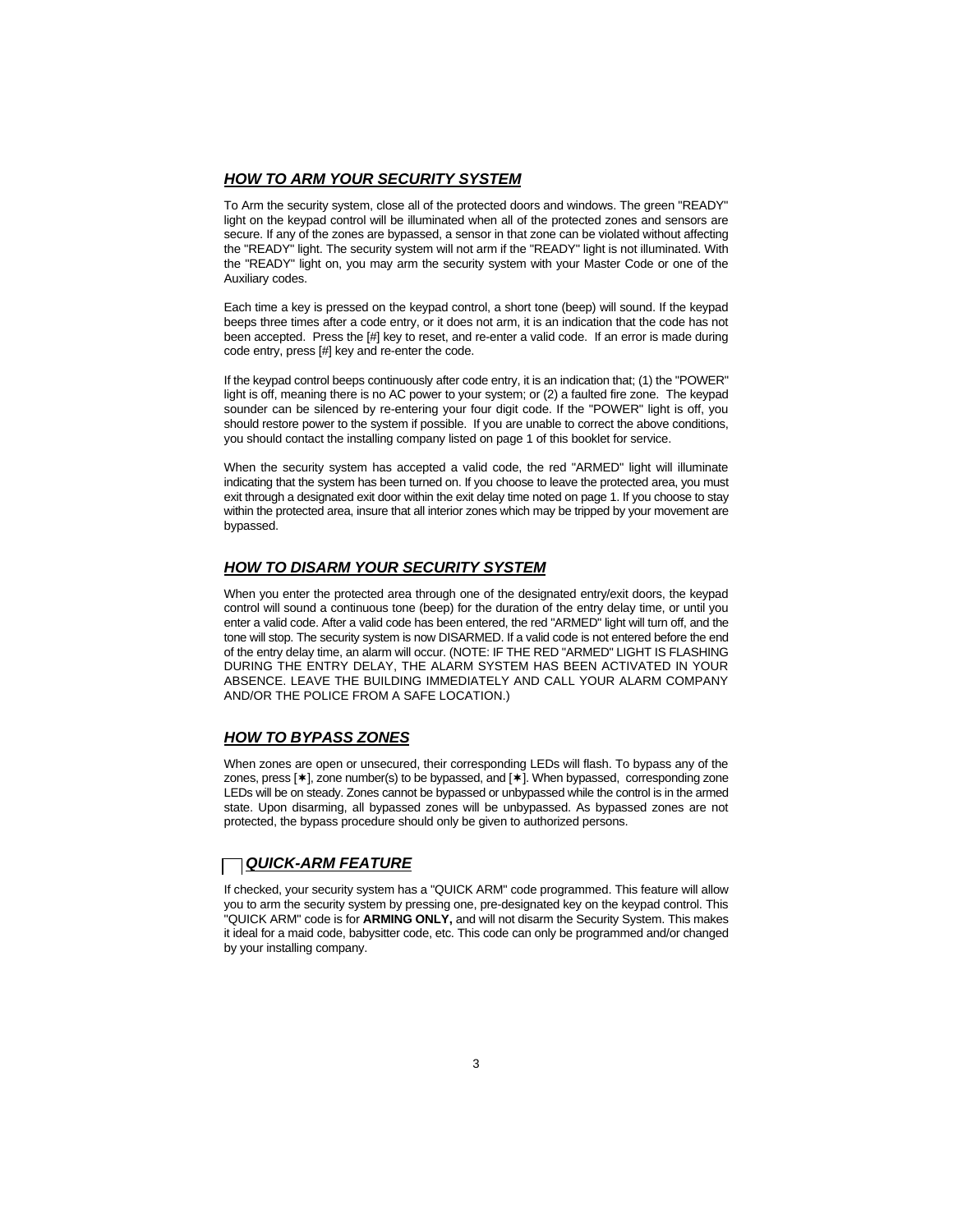## ***HOW TO ARM YOUR SECURITY SYSTEM***

To Arm the security system, close all of the protected doors and windows. The green "READY" light on the keypad control will be illuminated when all of the protected zones and sensors are secure. If any of the zones are bypassed, a sensor in that zone can be violated without affecting the "READY" light. The security system will not arm if the "READY" light is not illuminated. With the "READY" light on, you may arm the security system with your Master Code or one of the Auxiliary codes.

Each time a key is pressed on the keypad control, a short tone (beep) will sound. If the keypad beeps three times after a code entry, or it does not arm, it is an indication that the code has not been accepted. Press the [#] key to reset, and re-enter a valid code. If an error is made during code entry, press [#] key and re-enter the code.

If the keypad control beeps continuously after code entry, it is an indication that; (1) the "POWER" light is off, meaning there is no AC power to your system; or (2) a faulted fire zone. The keypad sounder can be silenced by re-entering your four digit code. If the "POWER" light is off, you should restore power to the system if possible. If you are unable to correct the above conditions, you should contact the installing company listed on page 1 of this booklet for service.

When the security system has accepted a valid code, the red "ARMED" light will illuminate indicating that the system has been turned on. If you choose to leave the protected area, you must exit through a designated exit door within the exit delay time noted on page 1. If you choose to stay within the protected area, insure that all interior zones which may be tripped by your movement are bypassed.

## ***HOW TO DISARM YOUR SECURITY SYSTEM***

When you enter the protected area through one of the designated entry/exit doors, the keypad control will sound a continuous tone (beep) for the duration of the entry delay time, or until you enter a valid code. After a valid code has been entered, the red "ARMED" light will turn off, and the tone will stop. The security system is now DISARMED. If a valid code is not entered before the end of the entry delay time, an alarm will occur. (NOTE: IF THE RED "ARMED" LIGHT IS FLASHING DURING THE ENTRY DELAY, THE ALARM SYSTEM HAS BEEN ACTIVATED IN YOUR ABSENCE. LEAVE THE BUILDING IMMEDIATELY AND CALL YOUR ALARM COMPANY AND/OR THE POLICE FROM A SAFE LOCATION.)

## ***HOW TO BYPASS ZONES***

When zones are open or unsecured, their corresponding LEDs will flash. To bypass any of the zones, press [✱], zone number(s) to be bypassed, and [✱]. When bypassed, corresponding zone LEDs will be on steady. Zones cannot be bypassed or unbypassed while the control is in the armed state. Upon disarming, all bypassed zones will be unbypassed. As bypassed zones are not protected, the bypass procedure should only be given to authorized persons.

## ☐ ***QUICK-ARM FEATURE***

If checked, your security system has a "QUICK ARM" code programmed. This feature will allow you to arm the security system by pressing one, pre-designated key on the keypad control. This "QUICK ARM" code is for **ARMING ONLY,** and will not disarm the Security System. This makes it ideal for a maid code, babysitter code, etc. This code can only be programmed and/or changed by your installing company.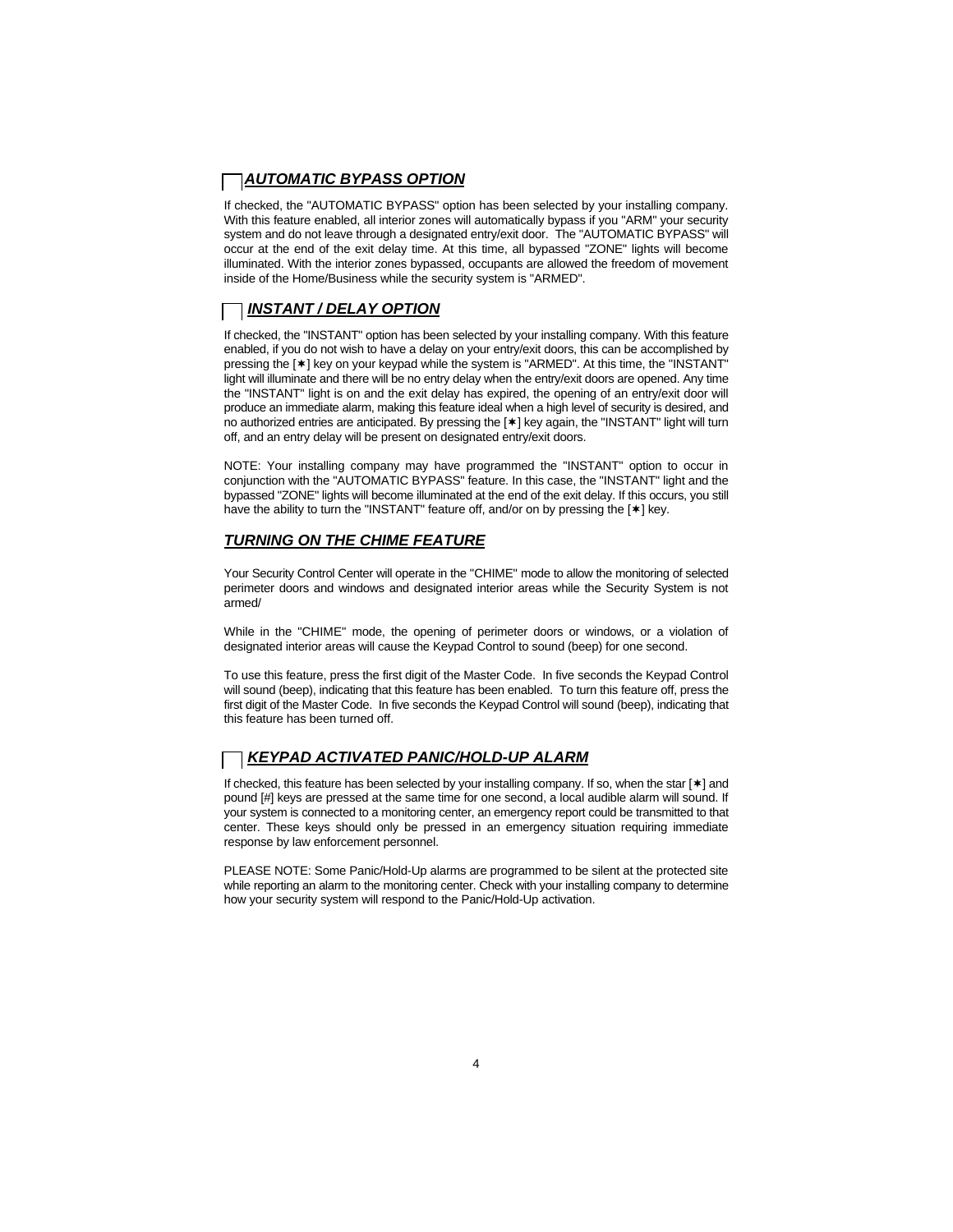## ☐ ***AUTOMATIC BYPASS OPTION***

If checked, the "AUTOMATIC BYPASS" option has been selected by your installing company. With this feature enabled, all interior zones will automatically bypass if you "ARM" your security system and do not leave through a designated entry/exit door. The "AUTOMATIC BYPASS" will occur at the end of the exit delay time. At this time, all bypassed "ZONE" lights will become illuminated. With the interior zones bypassed, occupants are allowed the freedom of movement inside of the Home/Business while the security system is "ARMED".

## ☐ ***INSTANT / DELAY OPTION***

If checked, the "INSTANT" option has been selected by your installing company. With this feature enabled, if you do not wish to have a delay on your entry/exit doors, this can be accomplished by pressing the [∗] key on your keypad while the system is "ARMED". At this time, the "INSTANT" light will illuminate and there will be no entry delay when the entry/exit doors are opened. Any time the "INSTANT" light is on and the exit delay has expired, the opening of an entry/exit door will produce an immediate alarm, making this feature ideal when a high level of security is desired, and no authorized entries are anticipated. By pressing the [∗] key again, the "INSTANT" light will turn off, and an entry delay will be present on designated entry/exit doors.

NOTE: Your installing company may have programmed the "INSTANT" option to occur in conjunction with the "AUTOMATIC BYPASS" feature. In this case, the "INSTANT" light and the bypassed "ZONE" lights will become illuminated at the end of the exit delay. If this occurs, you still have the ability to turn the "INSTANT" feature off, and/or on by pressing the [∗] key.

## ***TURNING ON THE CHIME FEATURE***

Your Security Control Center will operate in the "CHIME" mode to allow the monitoring of selected perimeter doors and windows and designated interior areas while the Security System is not armed/

While in the "CHIME" mode, the opening of perimeter doors or windows, or a violation of designated interior areas will cause the Keypad Control to sound (beep) for one second.

To use this feature, press the first digit of the Master Code. In five seconds the Keypad Control will sound (beep), indicating that this feature has been enabled. To turn this feature off, press the first digit of the Master Code. In five seconds the Keypad Control will sound (beep), indicating that this feature has been turned off.

## ☐ ***KEYPAD ACTIVATED PANIC/HOLD-UP ALARM***

If checked, this feature has been selected by your installing company. If so, when the star [∗] and pound [#] keys are pressed at the same time for one second, a local audible alarm will sound. If your system is connected to a monitoring center, an emergency report could be transmitted to that center. These keys should only be pressed in an emergency situation requiring immediate response by law enforcement personnel.

PLEASE NOTE: Some Panic/Hold-Up alarms are programmed to be silent at the protected site while reporting an alarm to the monitoring center. Check with your installing company to determine how your security system will respond to the Panic/Hold-Up activation.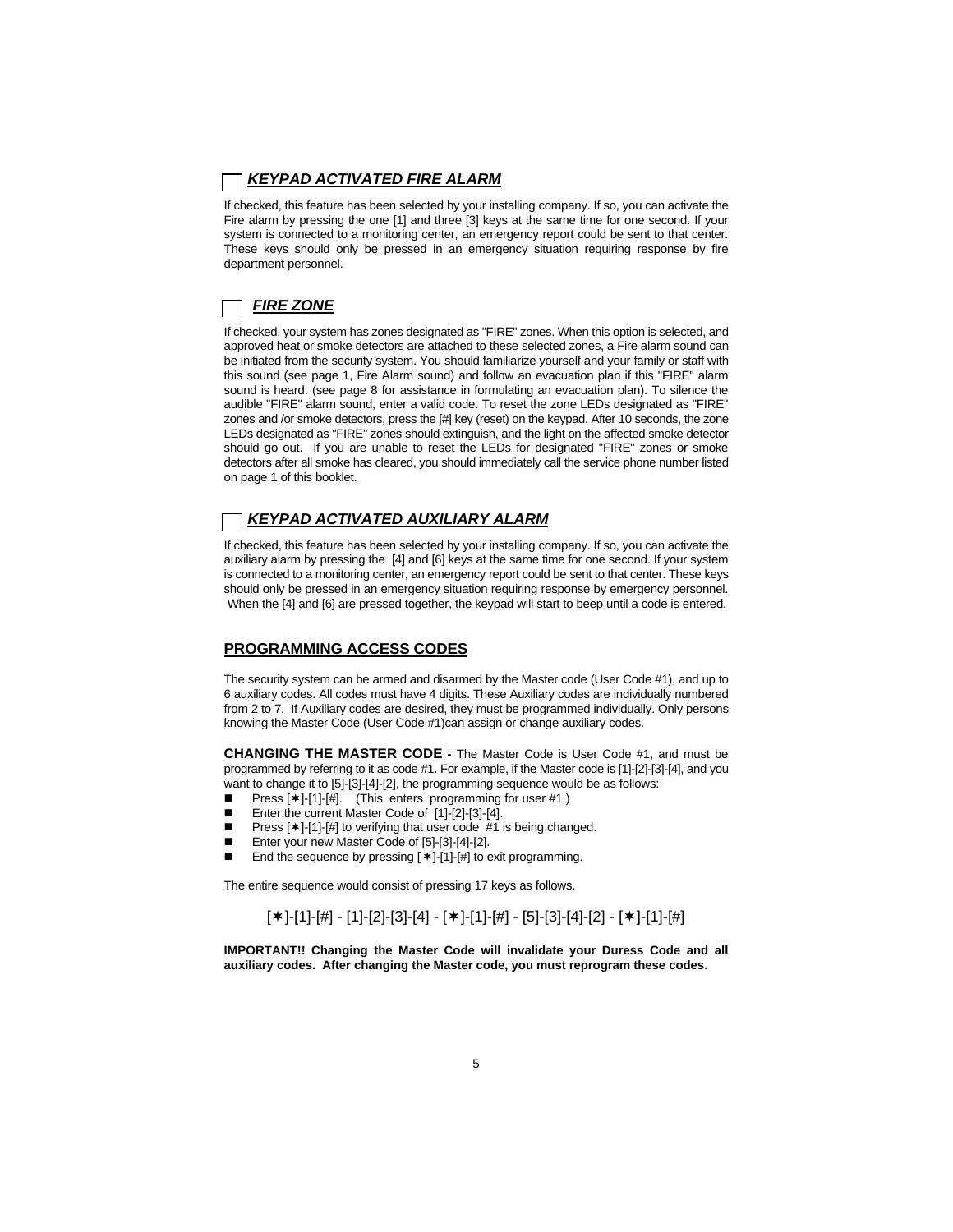## ☐ ***KEYPAD ACTIVATED FIRE ALARM***

If checked, this feature has been selected by your installing company. If so, you can activate the Fire alarm by pressing the one [1] and three [3] keys at the same time for one second. If your system is connected to a monitoring center, an emergency report could be sent to that center. These keys should only be pressed in an emergency situation requiring response by fire department personnel.

## ☐ ***FIRE ZONE***

If checked, your system has zones designated as "FIRE" zones. When this option is selected, and approved heat or smoke detectors are attached to these selected zones, a Fire alarm sound can be initiated from the security system. You should familiarize yourself and your family or staff with this sound (see page 1, Fire Alarm sound) and follow an evacuation plan if this "FIRE" alarm sound is heard. (see page 8 for assistance in formulating an evacuation plan). To silence the audible "FIRE" alarm sound, enter a valid code. To reset the zone LEDs designated as "FIRE" zones and /or smoke detectors, press the [#] key (reset) on the keypad. After 10 seconds, the zone LEDs designated as "FIRE" zones should extinguish, and the light on the affected smoke detector should go out. If you are unable to reset the LEDs for designated "FIRE" zones or smoke detectors after all smoke has cleared, you should immediately call the service phone number listed on page 1 of this booklet.

## ☐ ***KEYPAD ACTIVATED AUXILIARY ALARM***

If checked, this feature has been selected by your installing company. If so, you can activate the auxiliary alarm by pressing the [4] and [6] keys at the same time for one second. If your system is connected to a monitoring center, an emergency report could be sent to that center. These keys should only be pressed in an emergency situation requiring response by emergency personnel. When the [4] and [6] are pressed together, the keypad will start to beep until a code is entered.

## PROGRAMMING ACCESS CODES

The security system can be armed and disarmed by the Master code (User Code #1), and up to 6 auxiliary codes. All codes must have 4 digits. These Auxiliary codes are individually numbered from 2 to 7. If Auxiliary codes are desired, they must be programmed individually. Only persons knowing the Master Code (User Code #1)can assign or change auxiliary codes.

**CHANGING THE MASTER CODE -** The Master Code is User Code #1, and must be programmed by referring to it as code #1. For example, if the Master code is [1]-[2]-[3]-[4], and you want to change it to [5]-[3]-[4]-[2], the programming sequence would be as follows:

- Press [✱]-[1]-[#]. (This enters programming for user #1.)
- Enter the current Master Code of [1]-[2]-[3]-[4].
- Press [✱]-[1]-[#] to verifying that user code #1 is being changed.
- Enter your new Master Code of [5]-[3]-[4]-[2].
- End the sequence by pressing [✱]-[1]-[#] to exit programming.

The entire sequence would consist of pressing 17 keys as follows.

[✱]-[1]-[#] - [1]-[2]-[3]-[4] - [✱]-[1]-[#] - [5]-[3]-[4]-[2] - [✱]-[1]-[#]

**IMPORTANT!! Changing the Master Code will invalidate your Duress Code and all auxiliary codes. After changing the Master code, you must reprogram these codes.**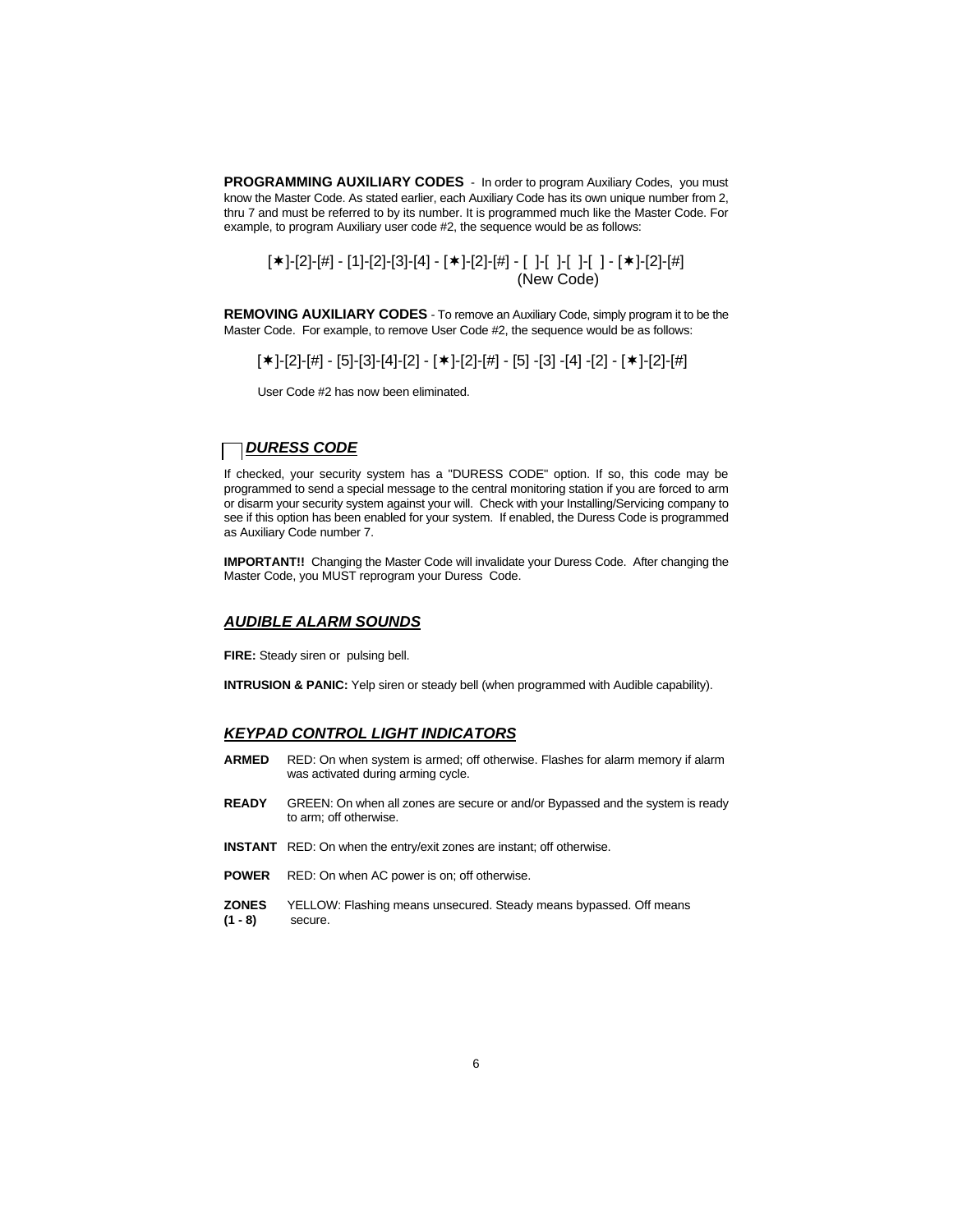**PROGRAMMING AUXILIARY CODES** - In order to program Auxiliary Codes, you must know the Master Code. As stated earlier, each Auxiliary Code has its own unique number from 2, thru 7 and must be referred to by its number. It is programmed much like the Master Code. For example, to program Auxiliary user code #2, the sequence would be as follows:

[✱]-[2]-[#] - [1]-[2]-[3]-[4] - [✱]-[2]-[#] - [ ]-[ ]-[ ]-[ ] - [✱]-[2]-[#]
(New Code)

**REMOVING AUXILIARY CODES** - To remove an Auxiliary Code, simply program it to be the Master Code. For example, to remove User Code #2, the sequence would be as follows:

[✱]-[2]-[#] - [5]-[3]-[4]-[2] - [✱]-[2]-[#] - [5] -[3] -[4] -[2] - [✱]-[2]-[#]

User Code #2 has now been eliminated.

## ☐ ***DURESS CODE***

If checked, your security system has a "DURESS CODE" option. If so, this code may be programmed to send a special message to the central monitoring station if you are forced to arm or disarm your security system against your will. Check with your Installing/Servicing company to see if this option has been enabled for your system. If enabled, the Duress Code is programmed as Auxiliary Code number 7.

**IMPORTANT!!** Changing the Master Code will invalidate your Duress Code. After changing the Master Code, you MUST reprogram your Duress Code.

## ***AUDIBLE ALARM SOUNDS***

**FIRE:** Steady siren or pulsing bell.

**INTRUSION & PANIC:** Yelp siren or steady bell (when programmed with Audible capability).

## ***KEYPAD CONTROL LIGHT INDICATORS***

**ARMED** RED: On when system is armed; off otherwise. Flashes for alarm memory if alarm was activated during arming cycle.

**READY** GREEN: On when all zones are secure or and/or Bypassed and the system is ready to arm; off otherwise.

**INSTANT** RED: On when the entry/exit zones are instant; off otherwise.

**POWER** RED: On when AC power is on; off otherwise.

**ZONES (1 - 8)** YELLOW: Flashing means unsecured. Steady means bypassed. Off means secure.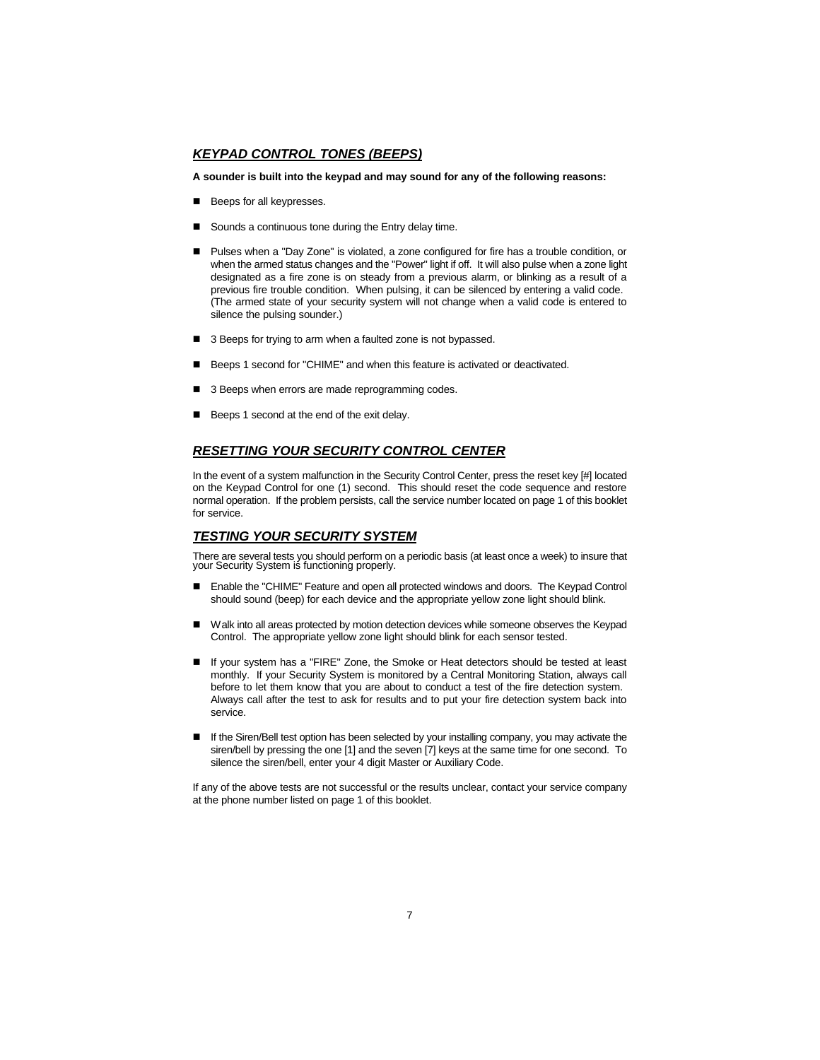## ***KEYPAD CONTROL TONES (BEEPS)***

**A sounder is built into the keypad and may sound for any of the following reasons:**

- Beeps for all keypresses.
- Sounds a continuous tone during the Entry delay time.
- Pulses when a "Day Zone" is violated, a zone configured for fire has a trouble condition, or when the armed status changes and the "Power" light if off. It will also pulse when a zone light designated as a fire zone is on steady from a previous alarm, or blinking as a result of a previous fire trouble condition. When pulsing, it can be silenced by entering a valid code. (The armed state of your security system will not change when a valid code is entered to silence the pulsing sounder.)
- 3 Beeps for trying to arm when a faulted zone is not bypassed.
- Beeps 1 second for "CHIME" and when this feature is activated or deactivated.
- 3 Beeps when errors are made reprogramming codes.
- Beeps 1 second at the end of the exit delay.

## ***RESETTING YOUR SECURITY CONTROL CENTER***

In the event of a system malfunction in the Security Control Center, press the reset key [#] located on the Keypad Control for one (1) second. This should reset the code sequence and restore normal operation. If the problem persists, call the service number located on page 1 of this booklet for service.

## ***TESTING YOUR SECURITY SYSTEM***

There are several tests you should perform on a periodic basis (at least once a week) to insure that your Security System is functioning properly.

- Enable the "CHIME" Feature and open all protected windows and doors. The Keypad Control should sound (beep) for each device and the appropriate yellow zone light should blink.
- Walk into all areas protected by motion detection devices while someone observes the Keypad Control. The appropriate yellow zone light should blink for each sensor tested.
- If your system has a "FIRE" Zone, the Smoke or Heat detectors should be tested at least monthly. If your Security System is monitored by a Central Monitoring Station, always call before to let them know that you are about to conduct a test of the fire detection system. Always call after the test to ask for results and to put your fire detection system back into service.
- If the Siren/Bell test option has been selected by your installing company, you may activate the siren/bell by pressing the one [1] and the seven [7] keys at the same time for one second. To silence the siren/bell, enter your 4 digit Master or Auxiliary Code.

If any of the above tests are not successful or the results unclear, contact your service company at the phone number listed on page 1 of this booklet.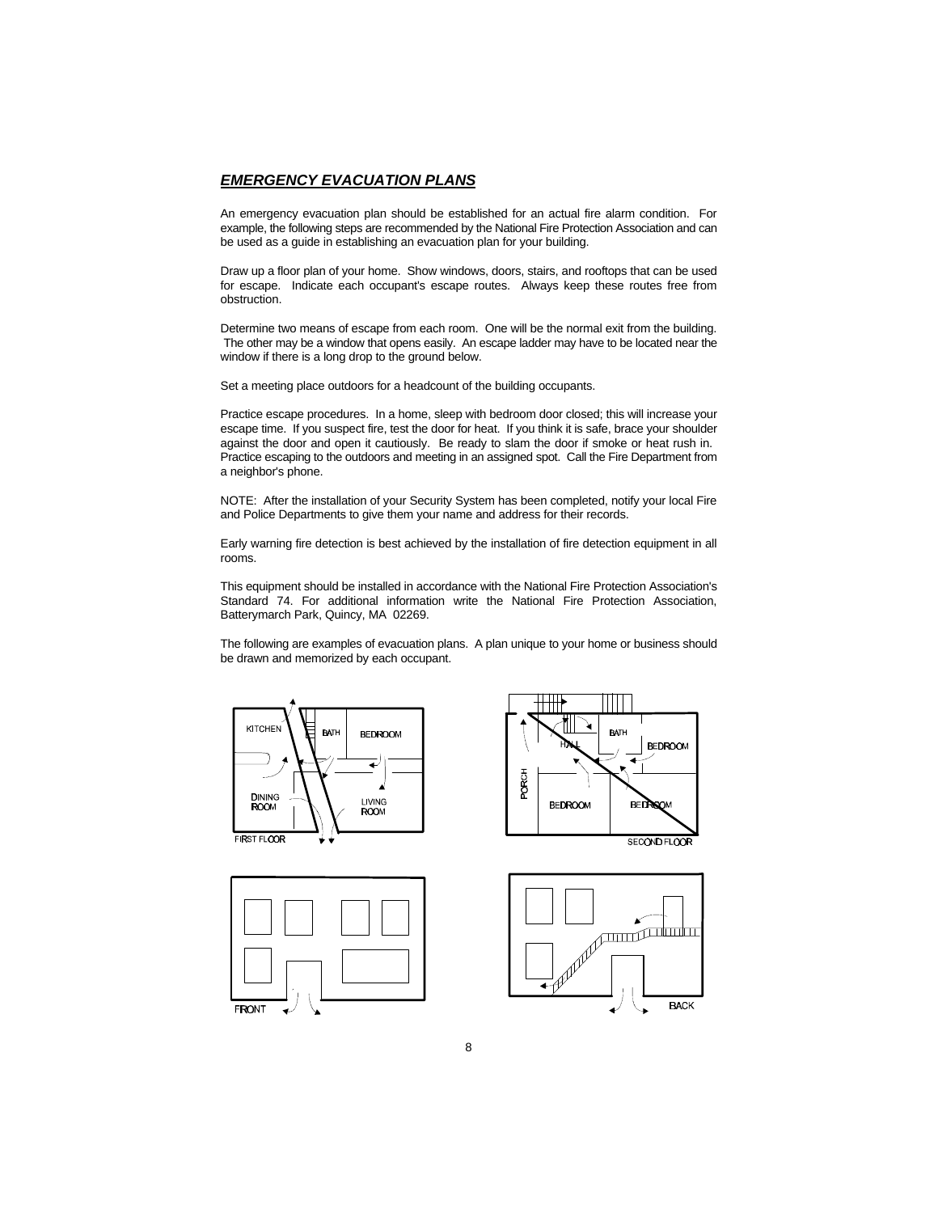## ***EMERGENCY EVACUATION PLANS***

An emergency evacuation plan should be established for an actual fire alarm condition. For example, the following steps are recommended by the National Fire Protection Association and can be used as a guide in establishing an evacuation plan for your building.

Draw up a floor plan of your home. Show windows, doors, stairs, and rooftops that can be used for escape. Indicate each occupant's escape routes. Always keep these routes free from obstruction.

Determine two means of escape from each room. One will be the normal exit from the building. The other may be a window that opens easily. An escape ladder may have to be located near the window if there is a long drop to the ground below.

Set a meeting place outdoors for a headcount of the building occupants.

Practice escape procedures. In a home, sleep with bedroom door closed; this will increase your escape time. If you suspect fire, test the door for heat. If you think it is safe, brace your shoulder against the door and open it cautiously. Be ready to slam the door if smoke or heat rush in. Practice escaping to the outdoors and meeting in an assigned spot. Call the Fire Department from a neighbor's phone.

NOTE: After the installation of your Security System has been completed, notify your local Fire and Police Departments to give them your name and address for their records.

Early warning fire detection is best achieved by the installation of fire detection equipment in all rooms.

This equipment should be installed in accordance with the National Fire Protection Association's Standard 74. For additional information write the National Fire Protection Association, Batterymarch Park, Quincy, MA 02269.

The following are examples of evacuation plans. A plan unique to your home or business should be drawn and memorized by each occupant.

KITCHEN BATH BEDROOM DINING ROOM LIVING ROOM FIRST FLOOR

PORCH HALL BATH BEDROOM BEDROOM BEDROOM SECOND FLOOR

FRONT

BACK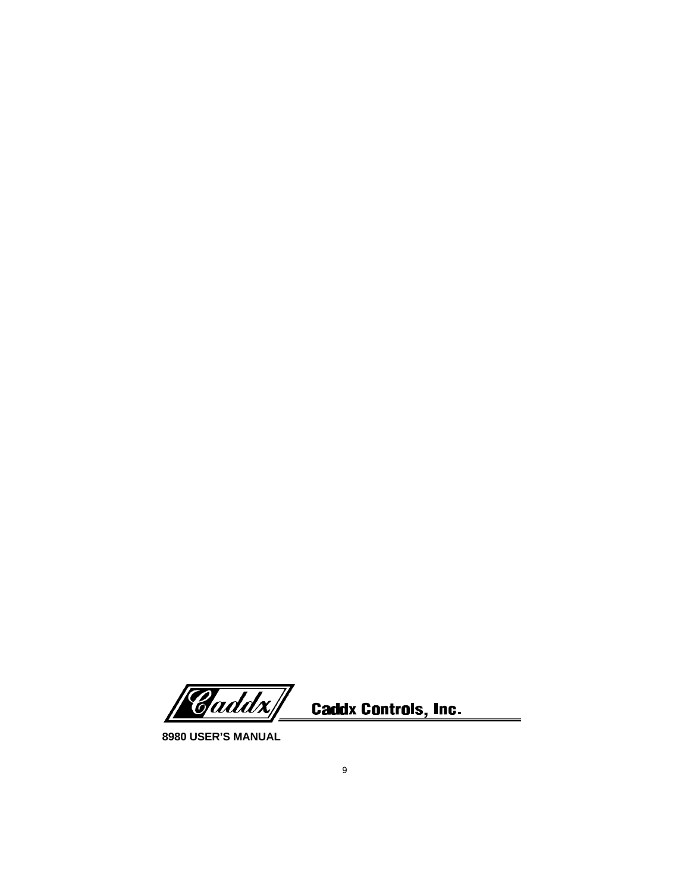Caddx Controls, Inc.

**8980 USER'S MANUAL**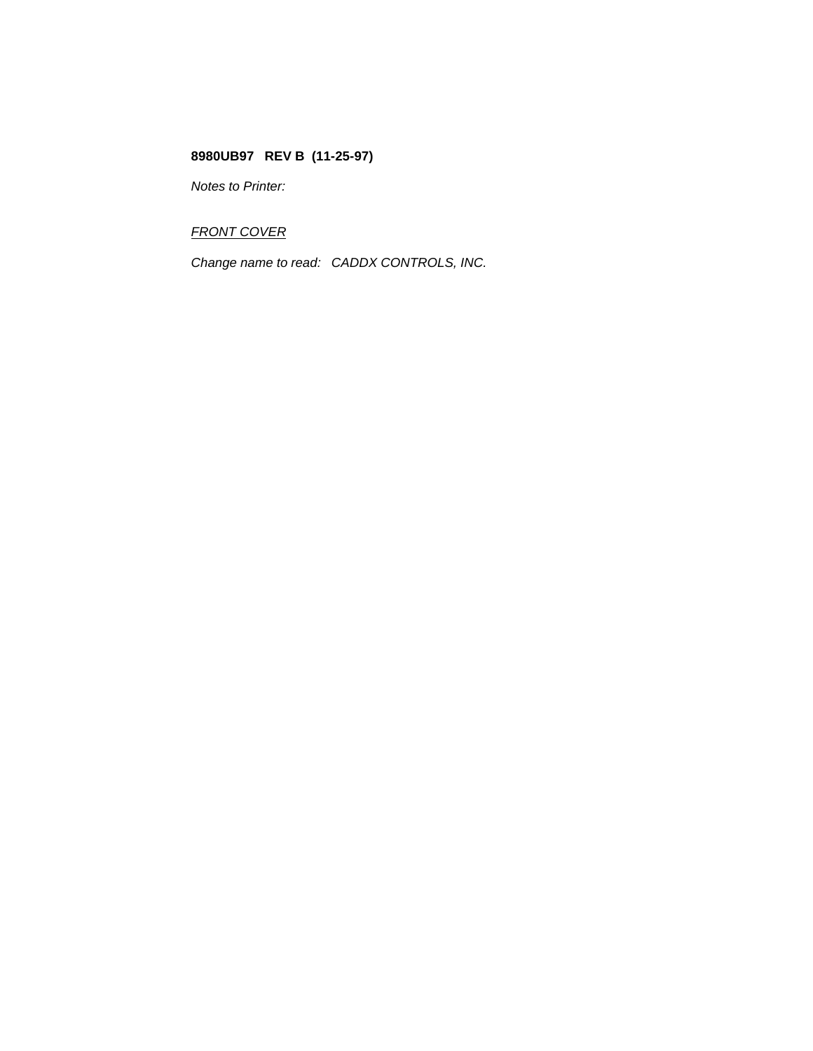**8980UB97   REV B  (11-25-97)**

*Notes to Printer:*

*FRONT COVER*

*Change name to read:   CADDX CONTROLS, INC.*